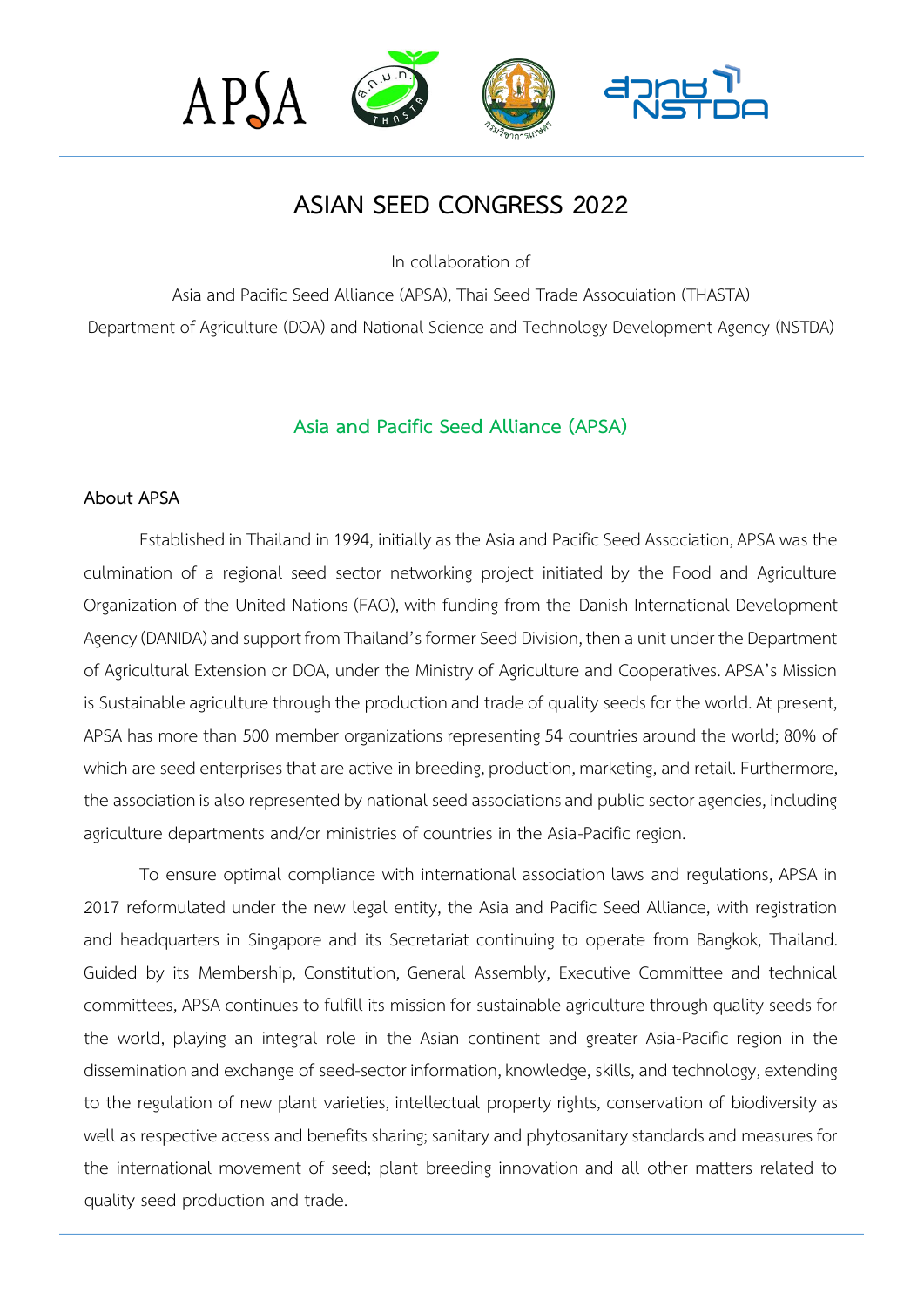# ASIAN SEED CONGRESS 2022

In collaboration of

Asia and Pacific Seed Alliance (APSA), Thai Seed Trade Assocuiation (THASTA)

Department of Agriculture (DOA) and National Science and Technology Development Agency (NSTDA)

## Asia and Pacific Seed Alliance (APSA)

### About APSA

Established in Thailand in 1994, initially as the Asia and Pacific Seed Association, APSA was the culmination of a regional seed sector networking project initiated by the Food and Agriculture Organization of the United Nations (FAO), with funding from the Danish International Development Agency (DANIDA) and support from Thailand's former Seed Division, then a unit under the Department of Agricultural Extension or DOA, under the Ministry of Agriculture and Cooperatives. APSA's Mission is Sustainable agriculture through the production and trade of quality seeds for the world. At present, APSA has more than 500 member organizations representing 54 countries around the world; 80% of which are seed enterprises that are active in breeding, production, marketing, and retail. Furthermore, the association is also represented by national seed associations and public sector agencies, including agriculture departments and/or ministries of countries in the Asia-Pacific region.

To ensure optimal compliance with international association laws and regulations, APSA in 2017 reformulated under the new legal entity, the Asia and Pacific Seed Alliance, with registration and headquarters in Singapore and its Secretariat continuing to operate from Bangkok, Thailand. Guided by its Membership, Constitution, General Assembly, Executive Committee and technical committees, APSA continues to fulfill its mission for sustainable agriculture through quality seeds for the world, playing an integral role in the Asian continent and greater Asia-Pacific region in the dissemination and exchange of seed-sector information, knowledge, skills, and technology, extending to the regulation of new plant varieties, intellectual property rights, conservation of biodiversity as well as respective access and benefits sharing; sanitary and phytosanitary standards and measures for the international movement of seed; plant breeding innovation and all other matters related to quality seed production and trade.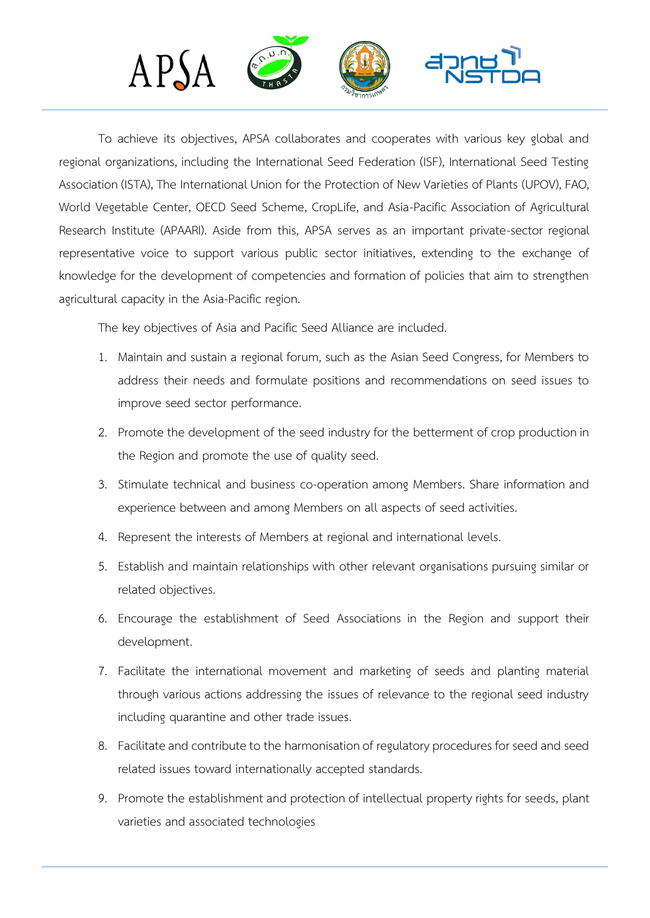To achieve its objectives, APSA collaborates and cooperates with various key global and regional organizations, including the International Seed Federation (ISF), International Seed Testing Association (ISTA), The International Union for the Protection of New Varieties of Plants (UPOV), FAO, World Vegetable Center, OECD Seed Scheme, CropLife, and Asia-Pacific Association of Agricultural Research Institute (APAARI). Aside from this, APSA serves as an important private-sector regional representative voice to support various public sector initiatives, extending to the exchange of knowledge for the development of competencies and formation of policies that aim to strengthen agricultural capacity in the Asia-Pacific region.

The key objectives of Asia and Pacific Seed Alliance are included.

1. Maintain and sustain a regional forum, such as the Asian Seed Congress, for Members to address their needs and formulate positions and recommendations on seed issues to improve seed sector performance.
2. Promote the development of the seed industry for the betterment of crop production in the Region and promote the use of quality seed.
3. Stimulate technical and business co-operation among Members. Share information and experience between and among Members on all aspects of seed activities.
4. Represent the interests of Members at regional and international levels.
5. Establish and maintain relationships with other relevant organisations pursuing similar or related objectives.
6. Encourage the establishment of Seed Associations in the Region and support their development.
7. Facilitate the international movement and marketing of seeds and planting material through various actions addressing the issues of relevance to the regional seed industry including quarantine and other trade issues.
8. Facilitate and contribute to the harmonisation of regulatory procedures for seed and seed related issues toward internationally accepted standards.
9. Promote the establishment and protection of intellectual property rights for seeds, plant varieties and associated technologies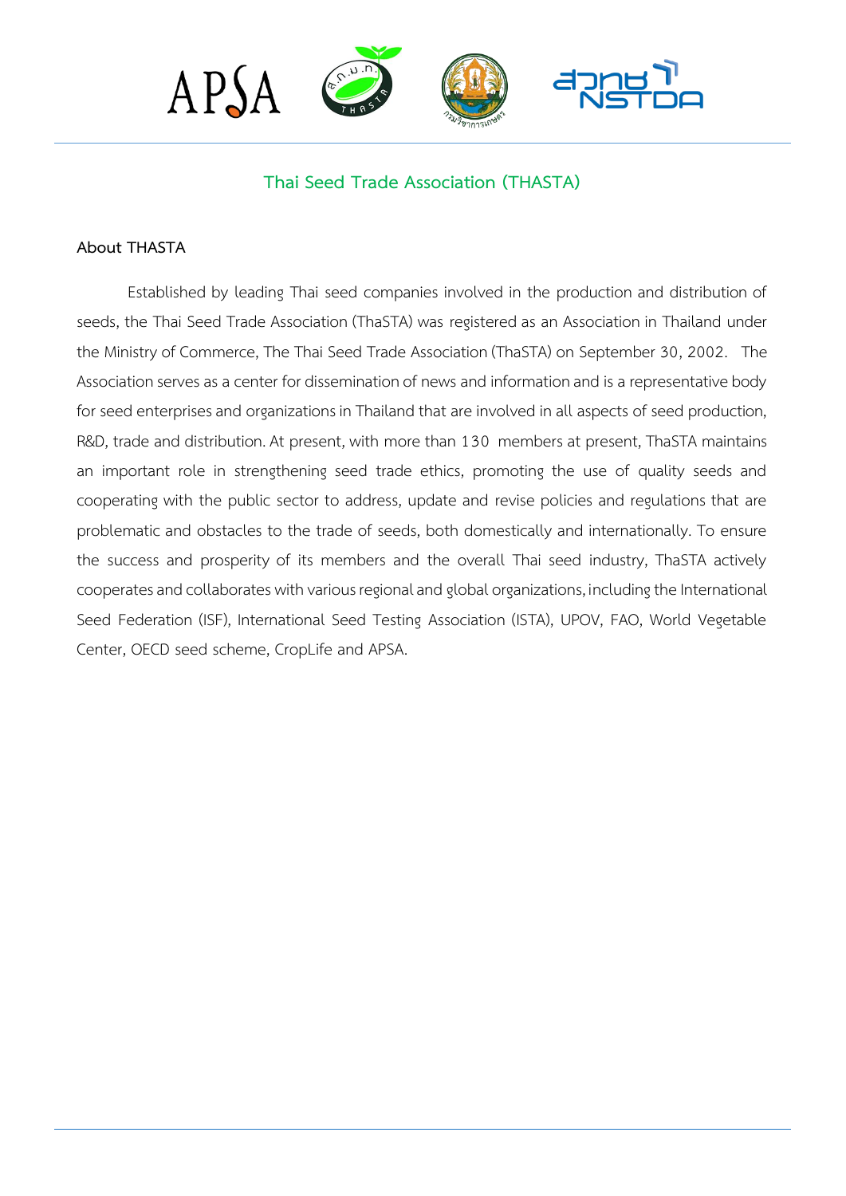## Thai Seed Trade Association (THASTA)

### About THASTA

Established by leading Thai seed companies involved in the production and distribution of seeds, the Thai Seed Trade Association (ThaSTA) was registered as an Association in Thailand under the Ministry of Commerce, The Thai Seed Trade Association (ThaSTA) on September 30, 2002. The Association serves as a center for dissemination of news and information and is a representative body for seed enterprises and organizations in Thailand that are involved in all aspects of seed production, R&D, trade and distribution. At present, with more than 130 members at present, ThaSTA maintains an important role in strengthening seed trade ethics, promoting the use of quality seeds and cooperating with the public sector to address, update and revise policies and regulations that are problematic and obstacles to the trade of seeds, both domestically and internationally. To ensure the success and prosperity of its members and the overall Thai seed industry, ThaSTA actively cooperates and collaborates with various regional and global organizations, including the International Seed Federation (ISF), International Seed Testing Association (ISTA), UPOV, FAO, World Vegetable Center, OECD seed scheme, CropLife and APSA.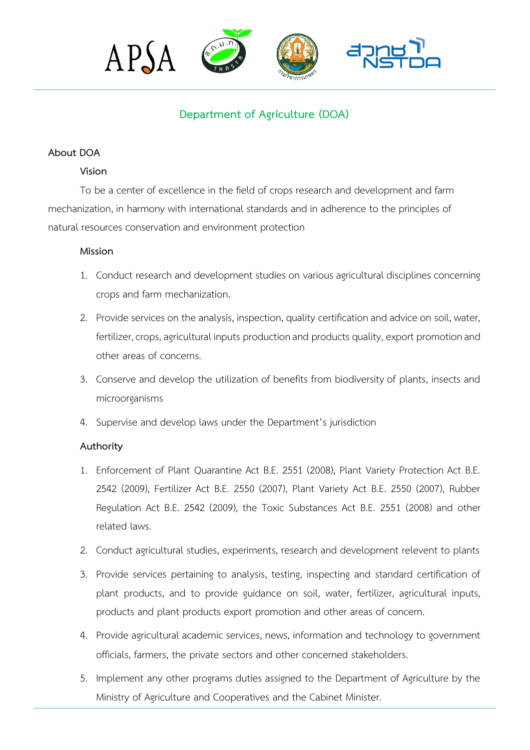## Department of Agriculture (DOA)

### About DOA

**Vision**

To be a center of excellence in the field of crops research and development and farm mechanization, in harmony with international standards and in adherence to the principles of natural resources conservation and environment protection

**Mission**

1. Conduct research and development studies on various agricultural disciplines concerning crops and farm mechanization.
2. Provide services on the analysis, inspection, quality certification and advice on soil, water, fertilizer, crops, agricultural inputs production and products quality, export promotion and other areas of concerns.
3. Conserve and develop the utilization of benefits from biodiversity of plants, insects and microorganisms
4. Supervise and develop laws under the Department's jurisdiction

**Authority**

1. Enforcement of Plant Quarantine Act B.E. 2551 (2008), Plant Variety Protection Act B.E. 2542 (2009), Fertilizer Act B.E. 2550 (2007), Plant Variety Act B.E. 2550 (2007), Rubber Regulation Act B.E. 2542 (2009), the Toxic Substances Act B.E. 2551 (2008) and other related laws.
2. Conduct agricultural studies, experiments, research and development relevent to plants
3. Provide services pertaining to analysis, testing, inspecting and standard certification of plant products, and to provide guidance on soil, water, fertilizer, agricultural inputs, products and plant products export promotion and other areas of concern.
4. Provide agricultural academic services, news, information and technology to government officials, farmers, the private sectors and other concerned stakeholders.
5. Implement any other programs duties assigned to the Department of Agriculture by the Ministry of Agriculture and Cooperatives and the Cabinet Minister.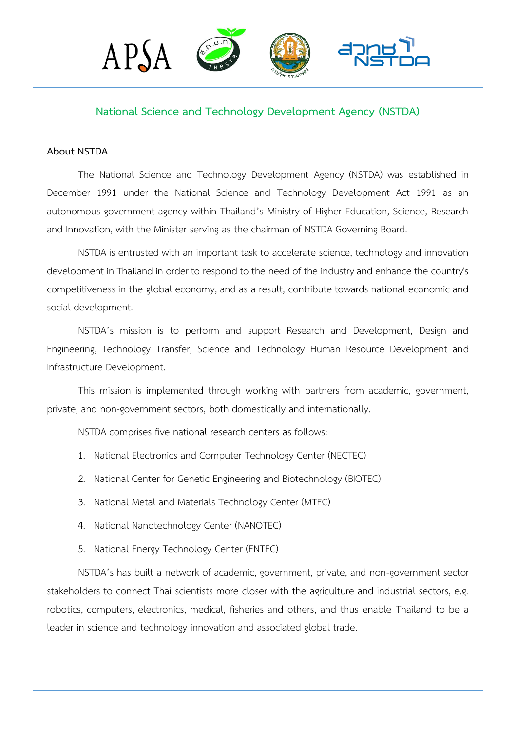## National Science and Technology Development Agency (NSTDA)

### About NSTDA

The National Science and Technology Development Agency (NSTDA) was established in December 1991 under the National Science and Technology Development Act 1991 as an autonomous government agency within Thailand's Ministry of Higher Education, Science, Research and Innovation, with the Minister serving as the chairman of NSTDA Governing Board.

NSTDA is entrusted with an important task to accelerate science, technology and innovation development in Thailand in order to respond to the need of the industry and enhance the country's competitiveness in the global economy, and as a result, contribute towards national economic and social development.

NSTDA's mission is to perform and support Research and Development, Design and Engineering, Technology Transfer, Science and Technology Human Resource Development and Infrastructure Development.

This mission is implemented through working with partners from academic, government, private, and non-government sectors, both domestically and internationally.

NSTDA comprises five national research centers as follows:

1. National Electronics and Computer Technology Center (NECTEC)
2. National Center for Genetic Engineering and Biotechnology (BIOTEC)
3. National Metal and Materials Technology Center (MTEC)
4. National Nanotechnology Center (NANOTEC)
5. National Energy Technology Center (ENTEC)

NSTDA's has built a network of academic, government, private, and non-government sector stakeholders to connect Thai scientists more closer with the agriculture and industrial sectors, e.g. robotics, computers, electronics, medical, fisheries and others, and thus enable Thailand to be a leader in science and technology innovation and associated global trade.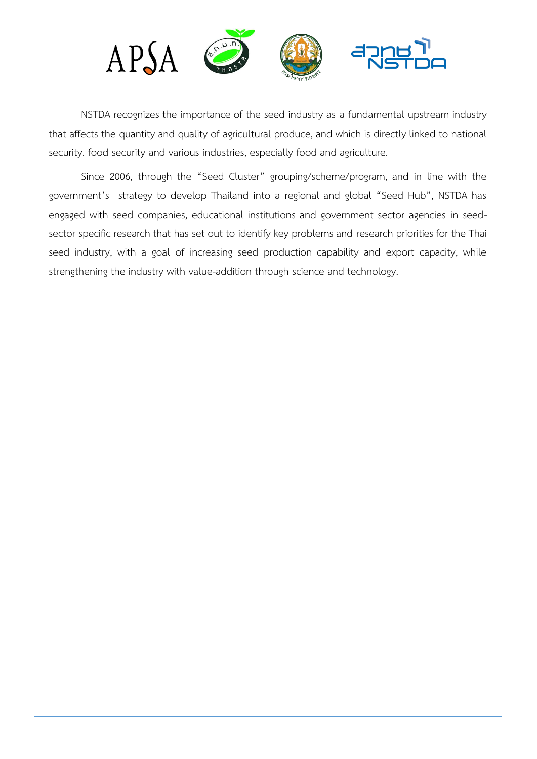NSTDA recognizes the importance of the seed industry as a fundamental upstream industry that affects the quantity and quality of agricultural produce, and which is directly linked to national security. food security and various industries, especially food and agriculture.

Since 2006, through the "Seed Cluster" grouping/scheme/program, and in line with the government's strategy to develop Thailand into a regional and global "Seed Hub", NSTDA has engaged with seed companies, educational institutions and government sector agencies in seed-sector specific research that has set out to identify key problems and research priorities for the Thai seed industry, with a goal of increasing seed production capability and export capacity, while strengthening the industry with value-addition through science and technology.